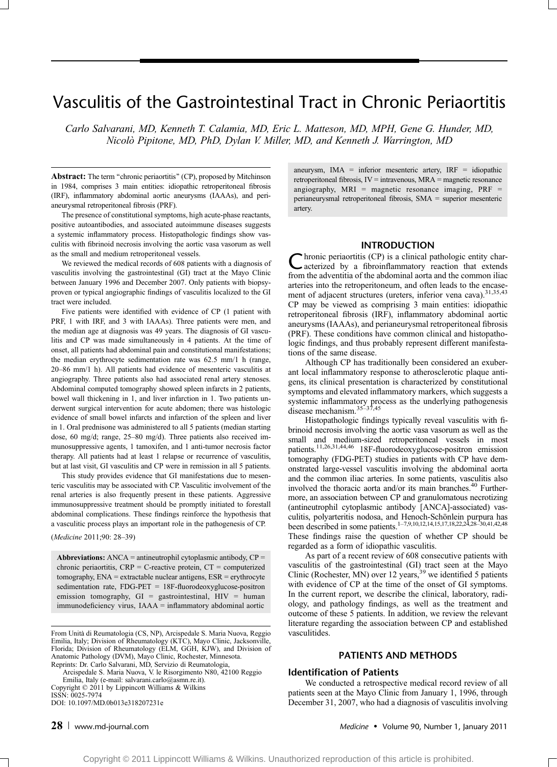# Vasculitis of the Gastrointestinal Tract in Chronic Periaortitis

*Carlo Salvarani, MD, Kenneth T. Calamia, MD, Eric L. Matteson, MD, MPH, Gene G. Hunder, MD, Nicolò Pipitone, MD, PhD, Dylan V. Miller, MD, and Kenneth J. Warrington, MD*

**Abstract:** The term "chronic periaortitis" (CP), proposed by Mitchinson in 1984, comprises 3 main entities: idiopathic retroperitoneal fibrosis (IRF), inflammatory abdominal aortic aneurysms (IAAAs), and perianeurysmal retroperitoneal fibrosis (PRF).

The presence of constitutional symptoms, high acute-phase reactants, positive autoantibodies, and associated autoimmune diseases suggests a systemic inflammatory process. Histopathologic findings show vasculitis with fibrinoid necrosis involving the aortic vasa vasorum as well as the small and medium retroperitoneal vessels.

We reviewed the medical records of 608 patients with a diagnosis of vasculitis involving the gastrointestinal (GI) tract at the Mayo Clinic between January 1996 and December 2007. Only patients with biopsy-proven or typical angiographic findings of vasculitis localized to the GI tract were included.

Five patients were identified with evidence of CP (1 patient with PRF, 1 with IRF, and 3 with IAAAs). Three patients were men, and the median age at diagnosis was 49 years. The diagnosis of GI vasculitis and CP was made simultaneously in 4 patients. At the time of onset, all patients had abdominal pain and constitutional manifestations; the median erythrocyte sedimentation rate was 62.5 mm/1 h (range, 20–86 mm/1 h). All patients had evidence of mesenteric vasculitis at angiography. Three patients also had associated renal artery stenoses. Abdominal computed tomography showed spleen infarcts in 2 patients, bowel wall thickening in 1, and liver infarction in 1. Two patients underwent surgical intervention for acute abdomen; there was histologic evidence of small bowel infarcts and infarction of the spleen and liver in 1. Oral prednisone was administered to all 5 patients (median starting dose, 60 mg/d; range, 25–80 mg/d). Three patients also received immunosuppressive agents, 1 tamoxifen, and 1 anti-tumor necrosis factor therapy. All patients had at least 1 relapse or recurrence of vasculitis, but at last visit, GI vasculitis and CP were in remission in all 5 patients.

This study provides evidence that GI manifestations due to mesenteric vasculitis may be associated with CP. Vasculitic involvement of the renal arteries is also frequently present in these patients. Aggressive immunosuppressive treatment should be promptly initiated to forestall abdominal complications. These findings reinforce the hypothesis that a vasculitic process plays an important role in the pathogenesis of CP.

(*Medicine* 2011;90: 28–39)

**Abbreviations:** ANCA = antineutrophil cytoplasmic antibody, CP = chronic periaortitis, CRP = C-reactive protein, CT = computerized tomography, ENA = extractable nuclear antigens, ESR = erythrocyte sedimentation rate, FDG-PET = 18F-fluorodeoxyglucose-positron emission tomography, GI = gastrointestinal, HIV = human immunodeficiency virus, IAAA = inflammatory abdominal aortic aneurysm, IMA = inferior mesenteric artery, IRF = idiopathic retroperitoneal fibrosis, IV = intravenous, MRA = magnetic resonance angiography, MRI = magnetic resonance imaging, PRF = perianeurysmal retroperitoneal fibrosis, SMA = superior mesenteric artery.

From Unità di Reumatologia (CS, NP), Arcispedale S. Maria Nuova, Reggio Emilia, Italy; Division of Rheumatology (KTC), Mayo Clinic, Jacksonville, Florida; Division of Rheumatology (ELM, GGH, KJW), and Division of Anatomic Pathology (DVM), Mayo Clinic, Rochester, Minnesota.
Reprints: Dr. Carlo Salvarani, MD, Servizio di Reumatologia, Arcispedale S. Maria Nuova, V. le Risorgimento N80, 42100 Reggio Emilia, Italy (e-mail: salvarani.carlo@asmn.re.it).
Copyright © 2011 by Lippincott Williams & Wilkins
ISSN: 0025-7974
DOI: 10.1097/MD.0b013e318207231e

## INTRODUCTION

Chronic periaortitis (CP) is a clinical pathologic entity characterized by a fibroinflammatory reaction that extends from the adventitia of the abdominal aorta and the common iliac arteries into the retroperitoneum, and often leads to the encasement of adjacent structures (ureters, inferior vena cava).[31,35,43] CP may be viewed as comprising 3 main entities: idiopathic retroperitoneal fibrosis (IRF), inflammatory abdominal aortic aneurysms (IAAAs), and perianeurysmal retroperitoneal fibrosis (PRF). These conditions have common clinical and histopathologic findings, and thus probably represent different manifestations of the same disease.

Although CP has traditionally been considered an exuberant local inflammatory response to atherosclerotic plaque antigens, its clinical presentation is characterized by constitutional symptoms and elevated inflammatory markers, which suggests a systemic inflammatory process as the underlying pathogenesis disease mechanism.[35–37,45]

Histopathologic findings typically reveal vasculitis with fibrinoid necrosis involving the aortic vasa vasorum as well as the small and medium-sized retroperitoneal vessels in most patients.[11,26,31,44,46] 18F-fluorodeoxyglucose-positron emission tomography (FDG-PET) studies in patients with CP have demonstrated large-vessel vasculitis involving the abdominal aorta and the common iliac arteries. In some patients, vasculitis also involved the thoracic aorta and/or its main branches.[40] Furthermore, an association between CP and granulomatous necrotizing (antineutrophil cytoplasmic antibody [ANCA]-associated) vasculitis, polyarteritis nodosa, and Henoch-Schönlein purpura has been described in some patients.[1–7,9,10,12,14,15,17,18,22,24,28–30,41,42,48] These findings raise the question of whether CP should be regarded as a form of idiopathic vasculitis.

As part of a recent review of 608 consecutive patients with vasculitis of the gastrointestinal (GI) tract seen at the Mayo Clinic (Rochester, MN) over 12 years,[39] we identified 5 patients with evidence of CP at the time of the onset of GI symptoms. In the current report, we describe the clinical, laboratory, radiology, and pathology findings, as well as the treatment and outcome of these 5 patients. In addition, we review the relevant literature regarding the association between CP and established vasculitides.

## PATIENTS AND METHODS

### Identification of Patients

We conducted a retrospective medical record review of all patients seen at the Mayo Clinic from January 1, 1996, through December 31, 2007, who had a diagnosis of vasculitis involving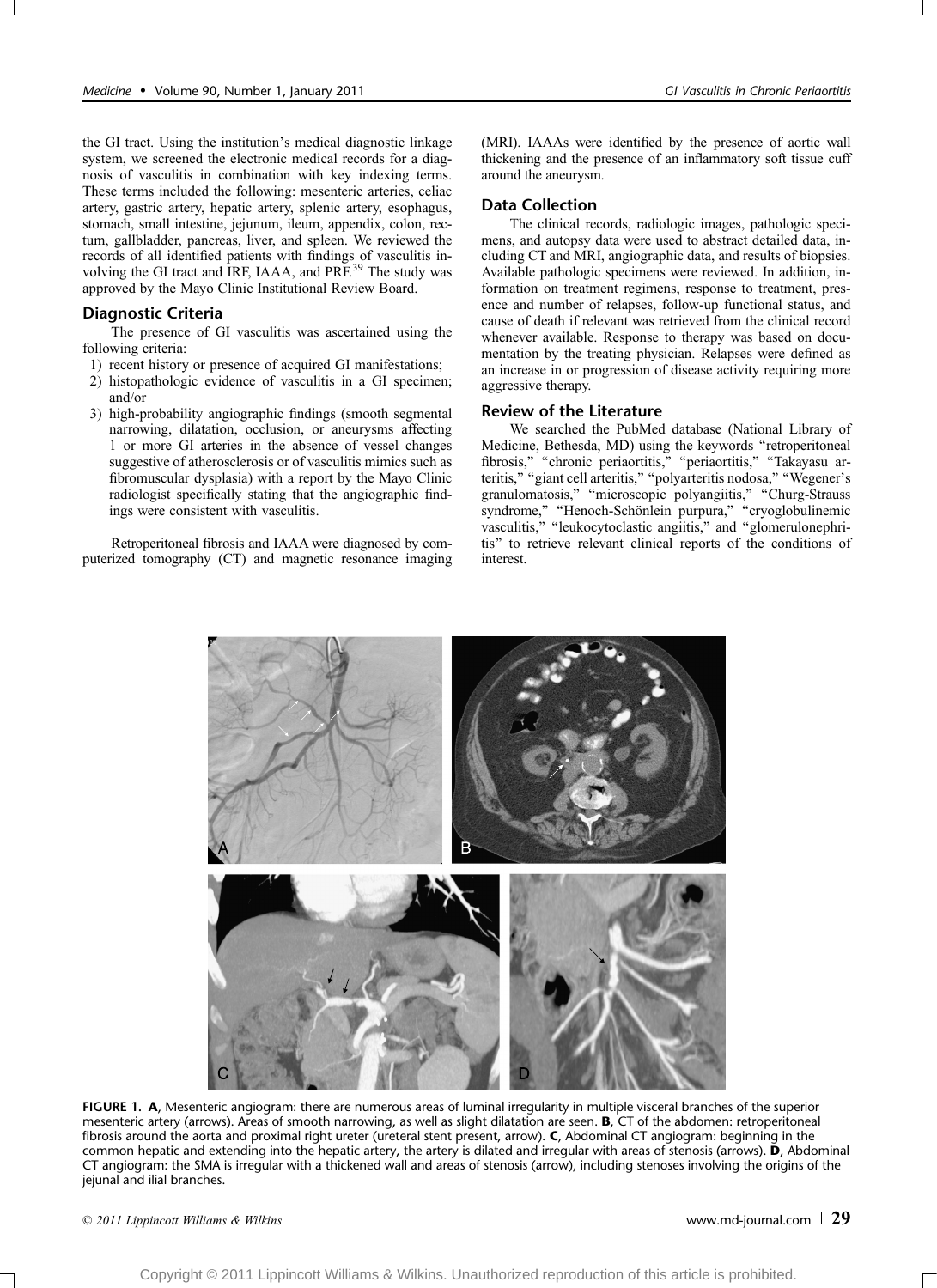the GI tract. Using the institution's medical diagnostic linkage system, we screened the electronic medical records for a diagnosis of vasculitis in combination with key indexing terms. These terms included the following: mesenteric arteries, celiac artery, gastric artery, hepatic artery, splenic artery, esophagus, stomach, small intestine, jejunum, ileum, appendix, colon, rectum, gallbladder, pancreas, liver, and spleen. We reviewed the records of all identified patients with findings of vasculitis involving the GI tract and IRF, IAAA, and PRF.[39] The study was approved by the Mayo Clinic Institutional Review Board.

### Diagnostic Criteria

The presence of GI vasculitis was ascertained using the following criteria:

1) recent history or presence of acquired GI manifestations;
2) histopathologic evidence of vasculitis in a GI specimen; and/or
3) high-probability angiographic findings (smooth segmental narrowing, dilatation, occlusion, or aneurysms affecting 1 or more GI arteries in the absence of vessel changes suggestive of atherosclerosis or of vasculitis mimics such as fibromuscular dysplasia) with a report by the Mayo Clinic radiologist specifically stating that the angiographic findings were consistent with vasculitis.

Retroperitoneal fibrosis and IAAA were diagnosed by computerized tomography (CT) and magnetic resonance imaging (MRI). IAAAs were identified by the presence of aortic wall thickening and the presence of an inflammatory soft tissue cuff around the aneurysm.

### Data Collection

The clinical records, radiologic images, pathologic specimens, and autopsy data were used to abstract detailed data, including CT and MRI, angiographic data, and results of biopsies. Available pathologic specimens were reviewed. In addition, information on treatment regimens, response to treatment, presence and number of relapses, follow-up functional status, and cause of death if relevant was retrieved from the clinical record whenever available. Response to therapy was based on documentation by the treating physician. Relapses were defined as an increase in or progression of disease activity requiring more aggressive therapy.

### Review of the Literature

We searched the PubMed database (National Library of Medicine, Bethesda, MD) using the keywords "retroperitoneal fibrosis," "chronic periaortitis," "periaortitis," "Takayasu arteritis," "giant cell arteritis," "polyarteritis nodosa," "Wegener's granulomatosis," "microscopic polyangiitis," "Churg-Strauss syndrome," "Henoch-Schönlein purpura," "cryoglobulinemic vasculitis," "leukocytoclastic angiitis," and "glomerulonephritis" to retrieve relevant clinical reports of the conditions of interest.

**FIGURE 1. A**, Mesenteric angiogram: there are numerous areas of luminal irregularity in multiple visceral branches of the superior mesenteric artery (arrows). Areas of smooth narrowing, as well as slight dilatation are seen. **B**, CT of the abdomen: retroperitoneal fibrosis around the aorta and proximal right ureter (ureteral stent present, arrow). **C**, Abdominal CT angiogram: beginning in the common hepatic and extending into the hepatic artery, the artery is dilated and irregular with areas of stenosis (arrows). **D**, Abdominal CT angiogram: the SMA is irregular with a thickened wall and areas of stenosis (arrow), including stenoses involving the origins of the jejunal and ilial branches.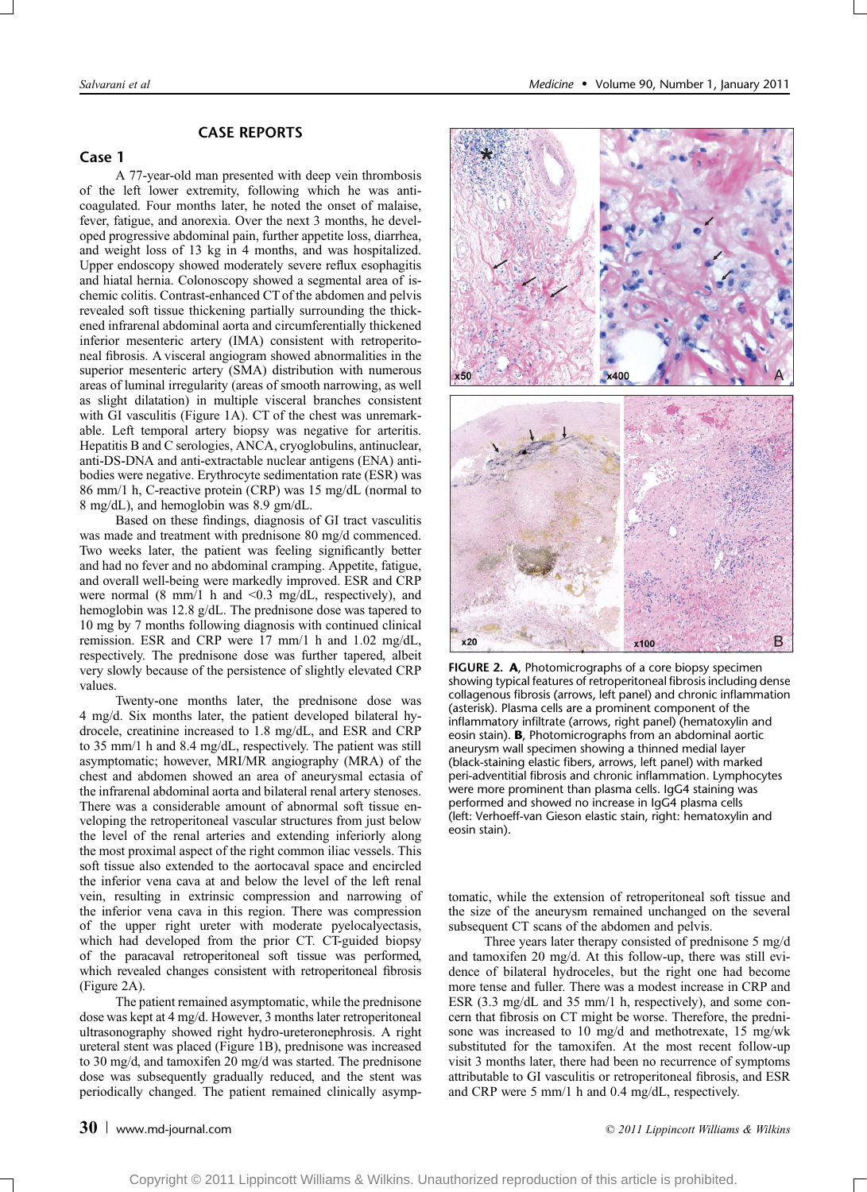## CASE REPORTS

### Case 1

A 77-year-old man presented with deep vein thrombosis of the left lower extremity, following which he was anticoagulated. Four months later, he noted the onset of malaise, fever, fatigue, and anorexia. Over the next 3 months, he developed progressive abdominal pain, further appetite loss, diarrhea, and weight loss of 13 kg in 4 months, and was hospitalized. Upper endoscopy showed moderately severe reflux esophagitis and hiatal hernia. Colonoscopy showed a segmental area of ischemic colitis. Contrast-enhanced CT of the abdomen and pelvis revealed soft tissue thickening partially surrounding the thickened infrarenal abdominal aorta and circumferentially thickened inferior mesenteric artery (IMA) consistent with retroperitoneal fibrosis. A visceral angiogram showed abnormalities in the superior mesenteric artery (SMA) distribution with numerous areas of luminal irregularity (areas of smooth narrowing, as well as slight dilatation) in multiple visceral branches consistent with GI vasculitis (Figure 1A). CT of the chest was unremarkable. Left temporal artery biopsy was negative for arteritis. Hepatitis B and C serologies, ANCA, cryoglobulins, antinuclear, anti-DS-DNA and anti-extractable nuclear antigens (ENA) antibodies were negative. Erythrocyte sedimentation rate (ESR) was 86 mm/1 h, C-reactive protein (CRP) was 15 mg/dL (normal to 8 mg/dL), and hemoglobin was 8.9 gm/dL.

Based on these findings, diagnosis of GI tract vasculitis was made and treatment with prednisone 80 mg/d commenced. Two weeks later, the patient was feeling significantly better and had no fever and no abdominal cramping. Appetite, fatigue, and overall well-being were markedly improved. ESR and CRP were normal (8 mm/1 h and <0.3 mg/dL, respectively), and hemoglobin was 12.8 g/dL. The prednisone dose was tapered to 10 mg by 7 months following diagnosis with continued clinical remission. ESR and CRP were 17 mm/1 h and 1.02 mg/dL, respectively. The prednisone dose was further tapered, albeit very slowly because of the persistence of slightly elevated CRP values.

Twenty-one months later, the prednisone dose was 4 mg/d. Six months later, the patient developed bilateral hydrocele, creatinine increased to 1.8 mg/dL, and ESR and CRP to 35 mm/1 h and 8.4 mg/dL, respectively. The patient was still asymptomatic; however, MRI/MR angiography (MRA) of the chest and abdomen showed an area of aneurysmal ectasia of the infrarenal abdominal aorta and bilateral renal artery stenoses. There was a considerable amount of abnormal soft tissue enveloping the retroperitoneal vascular structures from just below the level of the renal arteries and extending inferiorly along the most proximal aspect of the right common iliac vessels. This soft tissue also extended to the aortocaval space and encircled the inferior vena cava at and below the level of the left renal vein, resulting in extrinsic compression and narrowing of the inferior vena cava in this region. There was compression of the upper right ureter with moderate pyelocalyectasis, which had developed from the prior CT. CT-guided biopsy of the paracaval retroperitoneal soft tissue was performed, which revealed changes consistent with retroperitoneal fibrosis (Figure 2A).

The patient remained asymptomatic, while the prednisone dose was kept at 4 mg/d. However, 3 months later retroperitoneal ultrasonography showed right hydro-ureteronephrosis. A right ureteral stent was placed (Figure 1B), prednisone was increased to 30 mg/d, and tamoxifen 20 mg/d was started. The prednisone dose was subsequently gradually reduced, and the stent was periodically changed. The patient remained clinically asymptomatic, while the extension of retroperitoneal soft tissue and the size of the aneurysm remained unchanged on the several subsequent CT scans of the abdomen and pelvis.

Three years later therapy consisted of prednisone 5 mg/d and tamoxifen 20 mg/d. At this follow-up, there was still evidence of bilateral hydroceles, but the right one had become more tense and fuller. There was a modest increase in CRP and ESR (3.3 mg/dL and 35 mm/1 h, respectively), and some concern that fibrosis on CT might be worse. Therefore, the prednisone was increased to 10 mg/d and methotrexate, 15 mg/wk substituted for the tamoxifen. At the most recent follow-up visit 3 months later, there had been no recurrence of symptoms attributable to GI vasculitis or retroperitoneal fibrosis, and ESR and CRP were 5 mm/1 h and 0.4 mg/dL, respectively.

**FIGURE 2. A**, Photomicrographs of a core biopsy specimen showing typical features of retroperitoneal fibrosis including dense collagenous fibrosis (arrows, left panel) and chronic inflammation (asterisk). Plasma cells are a prominent component of the inflammatory infiltrate (arrows, right panel) (hematoxylin and eosin stain). **B**, Photomicrographs from an abdominal aortic aneurysm wall specimen showing a thinned medial layer (black-staining elastic fibers, arrows, left panel) with marked peri-adventitial fibrosis and chronic inflammation. Lymphocytes were more prominent than plasma cells. IgG4 staining was performed and showed no increase in IgG4 plasma cells (left: Verhoeff-van Gieson elastic stain, right: hematoxylin and eosin stain).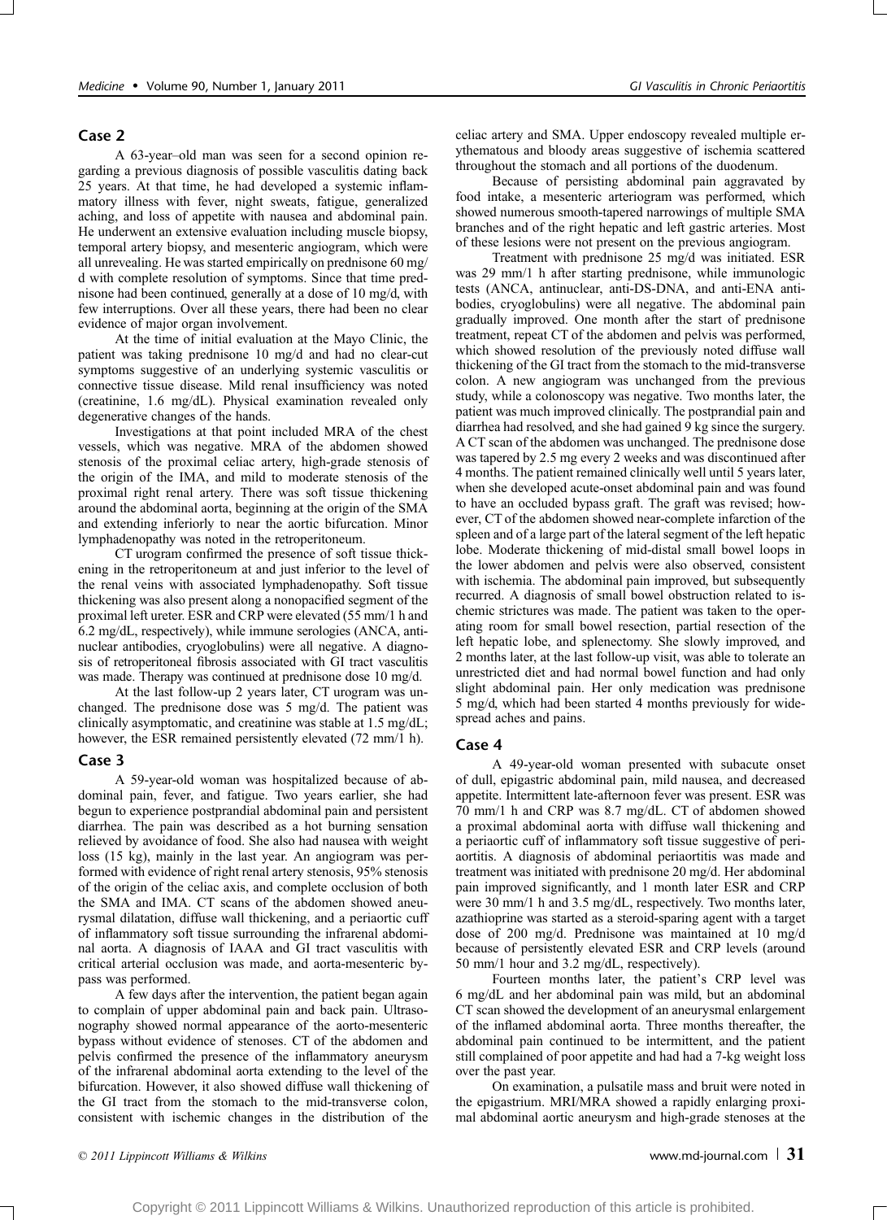## Case 2

A 63-year–old man was seen for a second opinion regarding a previous diagnosis of possible vasculitis dating back 25 years. At that time, he had developed a systemic inflammatory illness with fever, night sweats, fatigue, generalized aching, and loss of appetite with nausea and abdominal pain. He underwent an extensive evaluation including muscle biopsy, temporal artery biopsy, and mesenteric angiogram, which were all unrevealing. He was started empirically on prednisone 60 mg/d with complete resolution of symptoms. Since that time prednisone had been continued, generally at a dose of 10 mg/d, with few interruptions. Over all these years, there had been no clear evidence of major organ involvement.

At the time of initial evaluation at the Mayo Clinic, the patient was taking prednisone 10 mg/d and had no clear-cut symptoms suggestive of an underlying systemic vasculitis or connective tissue disease. Mild renal insufficiency was noted (creatinine, 1.6 mg/dL). Physical examination revealed only degenerative changes of the hands.

Investigations at that point included MRA of the chest vessels, which was negative. MRA of the abdomen showed stenosis of the proximal celiac artery, high-grade stenosis of the origin of the IMA, and mild to moderate stenosis of the proximal right renal artery. There was soft tissue thickening around the abdominal aorta, beginning at the origin of the SMA and extending inferiorly to near the aortic bifurcation. Minor lymphadenopathy was noted in the retroperitoneum.

CT urogram confirmed the presence of soft tissue thickening in the retroperitoneum at and just inferior to the level of the renal veins with associated lymphadenopathy. Soft tissue thickening was also present along a nonopacified segment of the proximal left ureter. ESR and CRP were elevated (55 mm/1 h and 6.2 mg/dL, respectively), while immune serologies (ANCA, antinuclear antibodies, cryoglobulins) were all negative. A diagnosis of retroperitoneal fibrosis associated with GI tract vasculitis was made. Therapy was continued at prednisone dose 10 mg/d.

At the last follow-up 2 years later, CT urogram was unchanged. The prednisone dose was 5 mg/d. The patient was clinically asymptomatic, and creatinine was stable at 1.5 mg/dL; however, the ESR remained persistently elevated (72 mm/1 h).

## Case 3

A 59-year-old woman was hospitalized because of abdominal pain, fever, and fatigue. Two years earlier, she had begun to experience postprandial abdominal pain and persistent diarrhea. The pain was described as a hot burning sensation relieved by avoidance of food. She also had nausea with weight loss (15 kg), mainly in the last year. An angiogram was performed with evidence of right renal artery stenosis, 95% stenosis of the origin of the celiac axis, and complete occlusion of both the SMA and IMA. CT scans of the abdomen showed aneurysmal dilatation, diffuse wall thickening, and a periaortic cuff of inflammatory soft tissue surrounding the infrarenal abdominal aorta. A diagnosis of IAAA and GI tract vasculitis with critical arterial occlusion was made, and aorta-mesenteric bypass was performed.

A few days after the intervention, the patient began again to complain of upper abdominal pain and back pain. Ultrasonography showed normal appearance of the aorto-mesenteric bypass without evidence of stenoses. CT of the abdomen and pelvis confirmed the presence of the inflammatory aneurysm of the infrarenal abdominal aorta extending to the level of the bifurcation. However, it also showed diffuse wall thickening of the GI tract from the stomach to the mid-transverse colon, consistent with ischemic changes in the distribution of the celiac artery and SMA. Upper endoscopy revealed multiple erythematous and bloody areas suggestive of ischemia scattered throughout the stomach and all portions of the duodenum.

Because of persisting abdominal pain aggravated by food intake, a mesenteric arteriogram was performed, which showed numerous smooth-tapered narrowings of multiple SMA branches and of the right hepatic and left gastric arteries. Most of these lesions were not present on the previous angiogram.

Treatment with prednisone 25 mg/d was initiated. ESR was 29 mm/1 h after starting prednisone, while immunologic tests (ANCA, antinuclear, anti-DS-DNA, and anti-ENA antibodies, cryoglobulins) were all negative. The abdominal pain gradually improved. One month after the start of prednisone treatment, repeat CT of the abdomen and pelvis was performed, which showed resolution of the previously noted diffuse wall thickening of the GI tract from the stomach to the mid-transverse colon. A new angiogram was unchanged from the previous study, while a colonoscopy was negative. Two months later, the patient was much improved clinically. The postprandial pain and diarrhea had resolved, and she had gained 9 kg since the surgery. A CT scan of the abdomen was unchanged. The prednisone dose was tapered by 2.5 mg every 2 weeks and was discontinued after 4 months. The patient remained clinically well until 5 years later, when she developed acute-onset abdominal pain and was found to have an occluded bypass graft. The graft was revised; however, CT of the abdomen showed near-complete infarction of the spleen and of a large part of the lateral segment of the left hepatic lobe. Moderate thickening of mid-distal small bowel loops in the lower abdomen and pelvis were also observed, consistent with ischemia. The abdominal pain improved, but subsequently recurred. A diagnosis of small bowel obstruction related to ischemic strictures was made. The patient was taken to the operating room for small bowel resection, partial resection of the left hepatic lobe, and splenectomy. She slowly improved, and 2 months later, at the last follow-up visit, was able to tolerate an unrestricted diet and had normal bowel function and had only slight abdominal pain. Her only medication was prednisone 5 mg/d, which had been started 4 months previously for widespread aches and pains.

## Case 4

A 49-year-old woman presented with subacute onset of dull, epigastric abdominal pain, mild nausea, and decreased appetite. Intermittent late-afternoon fever was present. ESR was 70 mm/1 h and CRP was 8.7 mg/dL. CT of abdomen showed a proximal abdominal aorta with diffuse wall thickening and a periaortic cuff of inflammatory soft tissue suggestive of periaortitis. A diagnosis of abdominal periaortitis was made and treatment was initiated with prednisone 20 mg/d. Her abdominal pain improved significantly, and 1 month later ESR and CRP were 30 mm/1 h and 3.5 mg/dL, respectively. Two months later, azathioprine was started as a steroid-sparing agent with a target dose of 200 mg/d. Prednisone was maintained at 10 mg/d because of persistently elevated ESR and CRP levels (around 50 mm/1 hour and 3.2 mg/dL, respectively).

Fourteen months later, the patient's CRP level was 6 mg/dL and her abdominal pain was mild, but an abdominal CT scan showed the development of an aneurysmal enlargement of the inflamed abdominal aorta. Three months thereafter, the abdominal pain continued to be intermittent, and the patient still complained of poor appetite and had had a 7-kg weight loss over the past year.

On examination, a pulsatile mass and bruit were noted in the epigastrium. MRI/MRA showed a rapidly enlarging proximal abdominal aortic aneurysm and high-grade stenoses at the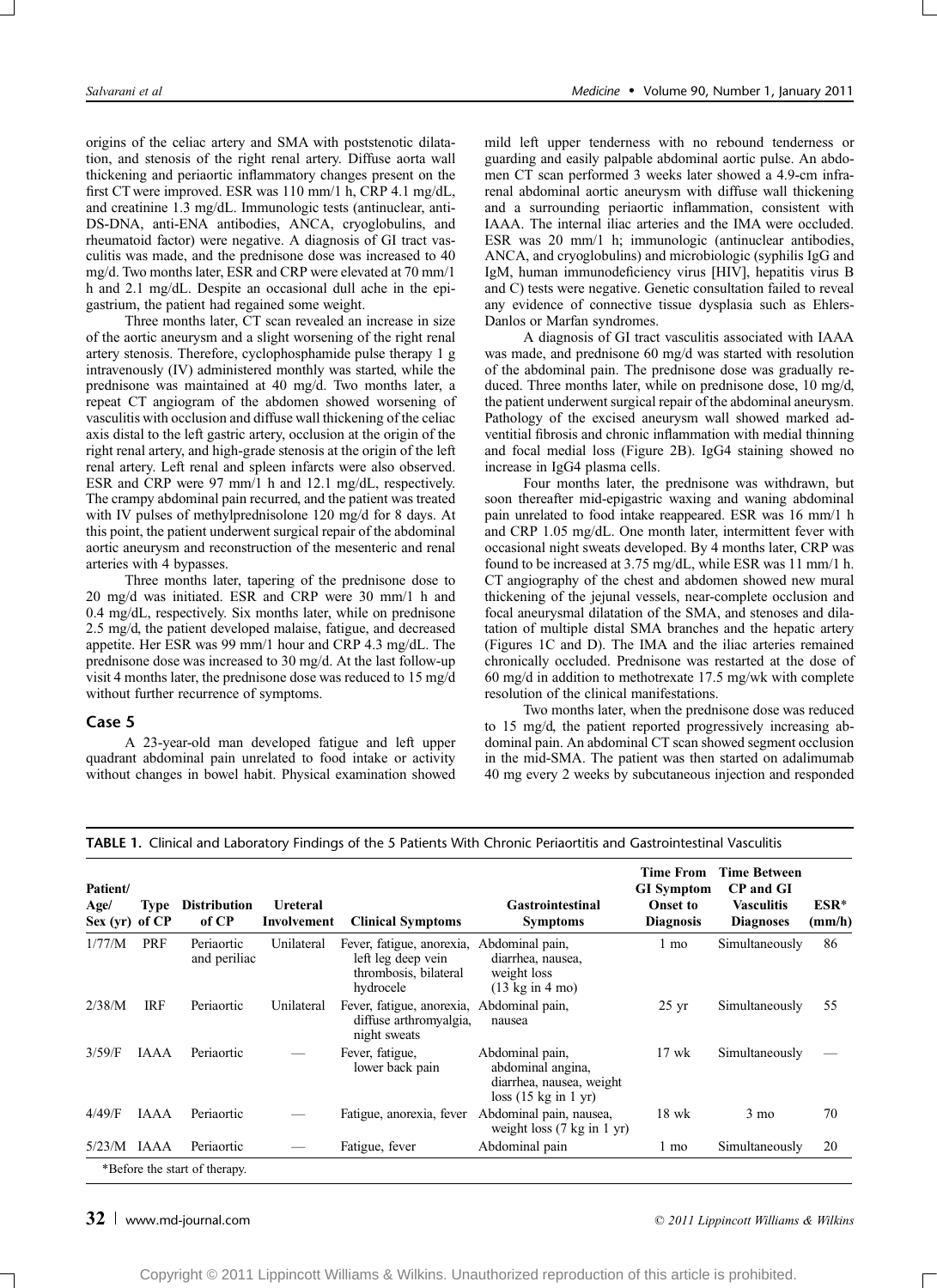origins of the celiac artery and SMA with poststenotic dilatation, and stenosis of the right renal artery. Diffuse aorta wall thickening and periaortic inflammatory changes present on the first CT were improved. ESR was 110 mm/1 h, CRP 4.1 mg/dL, and creatinine 1.3 mg/dL. Immunologic tests (antinuclear, anti-DS-DNA, anti-ENA antibodies, ANCA, cryoglobulins, and rheumatoid factor) were negative. A diagnosis of GI tract vasculitis was made, and the prednisone dose was increased to 40 mg/d. Two months later, ESR and CRP were elevated at 70 mm/1 h and 2.1 mg/dL. Despite an occasional dull ache in the epigastrium, the patient had regained some weight.

Three months later, CT scan revealed an increase in size of the aortic aneurysm and a slight worsening of the right renal artery stenosis. Therefore, cyclophosphamide pulse therapy 1 g intravenously (IV) administered monthly was started, while the prednisone was maintained at 40 mg/d. Two months later, a repeat CT angiogram of the abdomen showed worsening of vasculitis with occlusion and diffuse wall thickening of the celiac axis distal to the left gastric artery, occlusion at the origin of the right renal artery, and high-grade stenosis at the origin of the left renal artery. Left renal and spleen infarcts were also observed. ESR and CRP were 97 mm/1 h and 12.1 mg/dL, respectively. The crampy abdominal pain recurred, and the patient was treated with IV pulses of methylprednisolone 120 mg/d for 8 days. At this point, the patient underwent surgical repair of the abdominal aortic aneurysm and reconstruction of the mesenteric and renal arteries with 4 bypasses.

Three months later, tapering of the prednisone dose to 20 mg/d was initiated. ESR and CRP were 30 mm/1 h and 0.4 mg/dL, respectively. Six months later, while on prednisone 2.5 mg/d, the patient developed malaise, fatigue, and decreased appetite. Her ESR was 99 mm/1 hour and CRP 4.3 mg/dL. The prednisone dose was increased to 30 mg/d. At the last follow-up visit 4 months later, the prednisone dose was reduced to 15 mg/d without further recurrence of symptoms.

### Case 5

A 23-year-old man developed fatigue and left upper quadrant abdominal pain unrelated to food intake or activity without changes in bowel habit. Physical examination showed mild left upper tenderness with no rebound tenderness or guarding and easily palpable abdominal aortic pulse. An abdomen CT scan performed 3 weeks later showed a 4.9-cm infrarenal abdominal aortic aneurysm with diffuse wall thickening and a surrounding periaortic inflammation, consistent with IAAA. The internal iliac arteries and the IMA were occluded. ESR was 20 mm/1 h; immunologic (antinuclear antibodies, ANCA, and cryoglobulins) and microbiologic (syphilis IgG and IgM, human immunodeficiency virus [HIV], hepatitis virus B and C) tests were negative. Genetic consultation failed to reveal any evidence of connective tissue dysplasia such as Ehlers-Danlos or Marfan syndromes.

A diagnosis of GI tract vasculitis associated with IAAA was made, and prednisone 60 mg/d was started with resolution of the abdominal pain. The prednisone dose was gradually reduced. Three months later, while on prednisone dose, 10 mg/d, the patient underwent surgical repair of the abdominal aneurysm. Pathology of the excised aneurysm wall showed marked adventitial fibrosis and chronic inflammation with medial thinning and focal medial loss (Figure 2B). IgG4 staining showed no increase in IgG4 plasma cells.

Four months later, the prednisone was withdrawn, but soon thereafter mid-epigastric waxing and waning abdominal pain unrelated to food intake reappeared. ESR was 16 mm/1 h and CRP 1.05 mg/dL. One month later, intermittent fever with occasional night sweats developed. By 4 months later, CRP was found to be increased at 3.75 mg/dL, while ESR was 11 mm/1 h. CT angiography of the chest and abdomen showed new mural thickening of the jejunal vessels, near-complete occlusion and focal aneurysmal dilatation of the SMA, and stenoses and dilatation of multiple distal SMA branches and the hepatic artery (Figures 1C and D). The IMA and the iliac arteries remained chronically occluded. Prednisone was restarted at the dose of 60 mg/d in addition to methotrexate 17.5 mg/wk with complete resolution of the clinical manifestations.

Two months later, when the prednisone dose was reduced to 15 mg/d, the patient reported progressively increasing abdominal pain. An abdominal CT scan showed segment occlusion in the mid-SMA. The patient was then started on adalimumab 40 mg every 2 weeks by subcutaneous injection and responded

**TABLE 1.** Clinical and Laboratory Findings of the 5 Patients With Chronic Periaortitis and Gastrointestinal Vasculitis

| Patient/Age/Sex (yr) | Type of CP | Distribution of CP | Ureteral Involvement | Clinical Symptoms | Gastrointestinal Symptoms | Time From GI Symptom Onset to Diagnosis | Time Between CP and GI Vasculitis Diagnoses | ESR* (mm/h) |
|---|---|---|---|---|---|---|---|---|
| 1/77/M | PRF | Periaortic and periliac | Unilateral | Fever, fatigue, anorexia, left leg deep vein thrombosis, bilateral hydrocele | Abdominal pain, diarrhea, nausea, weight loss (13 kg in 4 mo) | 1 mo | Simultaneously | 86 |
| 2/38/M | IRF | Periaortic | Unilateral | Fever, fatigue, anorexia, diffuse arthromyalgia, night sweats | Abdominal pain, nausea | 25 yr | Simultaneously | 55 |
| 3/59/F | IAAA | Periaortic | — | Fever, fatigue, lower back pain | Abdominal pain, abdominal angina, diarrhea, nausea, weight loss (15 kg in 1 yr) | 17 wk | Simultaneously | — |
| 4/49/F | IAAA | Periaortic | — | Fatigue, anorexia, fever | Abdominal pain, nausea, weight loss (7 kg in 1 yr) | 18 wk | 3 mo | 70 |
| 5/23/M | IAAA | Periaortic | — | Fatigue, fever | Abdominal pain | 1 mo | Simultaneously | 20 |

*Before the start of therapy.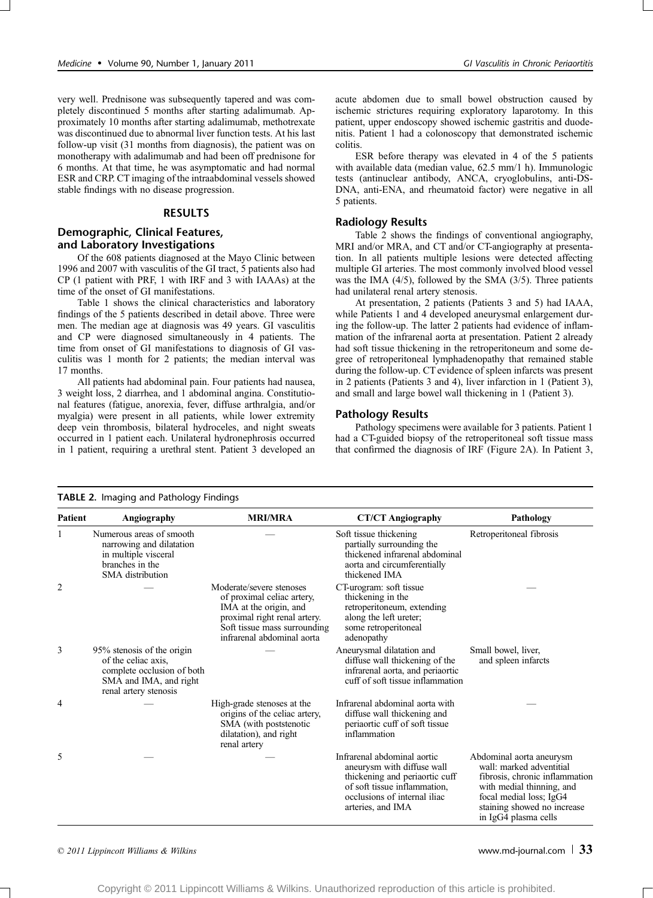very well. Prednisone was subsequently tapered and was completely discontinued 5 months after starting adalimumab. Approximately 10 months after starting adalimumab, methotrexate was discontinued due to abnormal liver function tests. At his last follow-up visit (31 months from diagnosis), the patient was on monotherapy with adalimumab and had been off prednisone for 6 months. At that time, he was asymptomatic and had normal ESR and CRP. CT imaging of the intraabdominal vessels showed stable findings with no disease progression.

## RESULTS

### Demographic, Clinical Features, and Laboratory Investigations

Of the 608 patients diagnosed at the Mayo Clinic between 1996 and 2007 with vasculitis of the GI tract, 5 patients also had CP (1 patient with PRF, 1 with IRF and 3 with IAAAs) at the time of the onset of GI manifestations.

Table 1 shows the clinical characteristics and laboratory findings of the 5 patients described in detail above. Three were men. The median age at diagnosis was 49 years. GI vasculitis and CP were diagnosed simultaneously in 4 patients. The time from onset of GI manifestations to diagnosis of GI vasculitis was 1 month for 2 patients; the median interval was 17 months.

All patients had abdominal pain. Four patients had nausea, 3 weight loss, 2 diarrhea, and 1 abdominal angina. Constitutional features (fatigue, anorexia, fever, diffuse arthralgia, and/or myalgia) were present in all patients, while lower extremity deep vein thrombosis, bilateral hydroceles, and night sweats occurred in 1 patient each. Unilateral hydronephrosis occurred in 1 patient, requiring a urethral stent. Patient 3 developed an acute abdomen due to small bowel obstruction caused by ischemic strictures requiring exploratory laparotomy. In this patient, upper endoscopy showed ischemic gastritis and duodenitis. Patient 1 had a colonoscopy that demonstrated ischemic colitis.

ESR before therapy was elevated in 4 of the 5 patients with available data (median value, 62.5 mm/1 h). Immunologic tests (antinuclear antibody, ANCA, cryoglobulins, anti-DS-DNA, anti-ENA, and rheumatoid factor) were negative in all 5 patients.

### Radiology Results

Table 2 shows the findings of conventional angiography, MRI and/or MRA, and CT and/or CT-angiography at presentation. In all patients multiple lesions were detected affecting multiple GI arteries. The most commonly involved blood vessel was the IMA (4/5), followed by the SMA (3/5). Three patients had unilateral renal artery stenosis.

At presentation, 2 patients (Patients 3 and 5) had IAAA, while Patients 1 and 4 developed aneurysmal enlargement during the follow-up. The latter 2 patients had evidence of inflammation of the infrarenal aorta at presentation. Patient 2 already had soft tissue thickening in the retroperitoneum and some degree of retroperitoneal lymphadenopathy that remained stable during the follow-up. CT evidence of spleen infarcts was present in 2 patients (Patients 3 and 4), liver infarction in 1 (Patient 3), and small and large bowel wall thickening in 1 (Patient 3).

### Pathology Results

Pathology specimens were available for 3 patients. Patient 1 had a CT-guided biopsy of the retroperitoneal soft tissue mass that confirmed the diagnosis of IRF (Figure 2A). In Patient 3,

**TABLE 2.** Imaging and Pathology Findings

| Patient | Angiography | MRI/MRA | CT/CT Angiography | Pathology |
|---|---|---|---|---|
| 1 | Numerous areas of smooth narrowing and dilatation in multiple visceral branches in the SMA distribution | — | Soft tissue thickening partially surrounding the thickened infrarenal abdominal aorta and circumferentially thickened IMA | Retroperitoneal fibrosis |
| 2 | — | Moderate/severe stenoses of proximal celiac artery, IMA at the origin, and proximal right renal artery. Soft tissue mass surrounding infrarenal abdominal aorta | CT-urogram: soft tissue thickening in the retroperitoneum, extending along the left ureter; some retroperitoneal adenopathy | — |
| 3 | 95% stenosis of the origin of the celiac axis, complete occlusion of both SMA and IMA, and right renal artery stenosis | — | Aneurysmal dilatation and diffuse wall thickening of the infrarenal aorta, and periaortic cuff of soft tissue inflammation | Small bowel, liver, and spleen infarcts |
| 4 | — | High-grade stenoses at the origins of the celiac artery, SMA (with poststenotic dilatation), and right renal artery | Infrarenal abdominal aorta with diffuse wall thickening and periaortic cuff of soft tissue inflammation | — |
| 5 | — | — | Infrarenal abdominal aortic aneurysm with diffuse wall thickening and periaortic cuff of soft tissue inflammation, occlusions of internal iliac arteries, and IMA | Abdominal aorta aneurysm wall: marked adventitial fibrosis, chronic inflammation with medial thinning, and focal medial loss; IgG4 staining showed no increase in IgG4 plasma cells |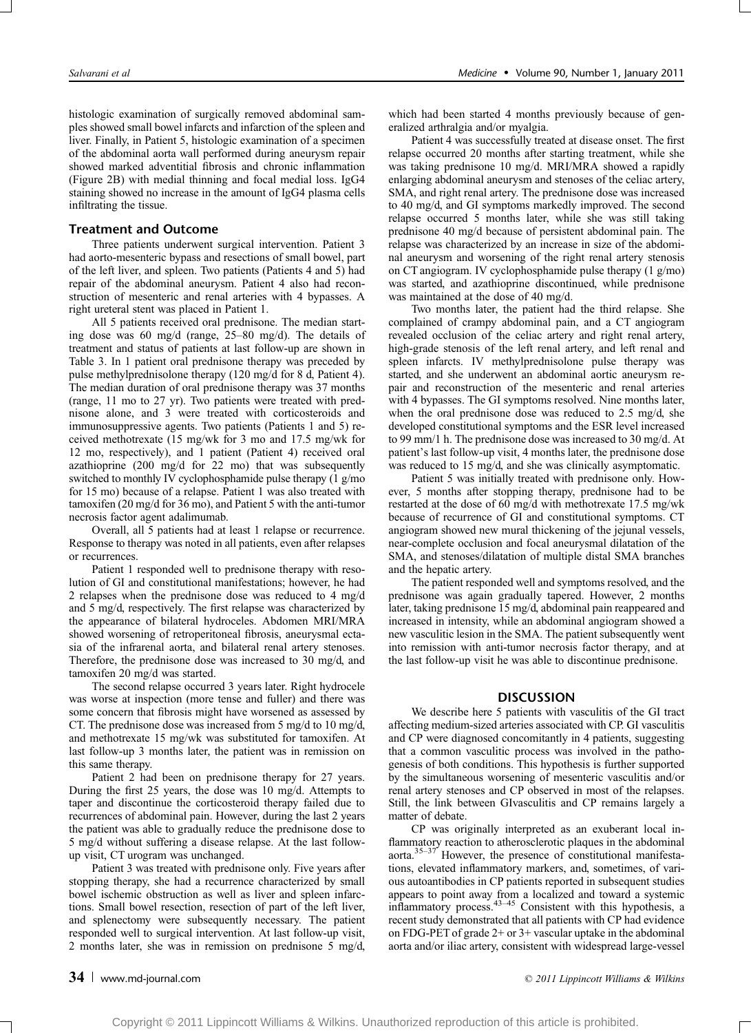histologic examination of surgically removed abdominal samples showed small bowel infarcts and infarction of the spleen and liver. Finally, in Patient 5, histologic examination of a specimen of the abdominal aorta wall performed during aneurysm repair showed marked adventitial fibrosis and chronic inflammation (Figure 2B) with medial thinning and focal medial loss. IgG4 staining showed no increase in the amount of IgG4 plasma cells infiltrating the tissue.

### Treatment and Outcome

Three patients underwent surgical intervention. Patient 3 had aorto-mesenteric bypass and resections of small bowel, part of the left liver, and spleen. Two patients (Patients 4 and 5) had repair of the abdominal aneurysm. Patient 4 also had reconstruction of mesenteric and renal arteries with 4 bypasses. A right ureteral stent was placed in Patient 1.

All 5 patients received oral prednisone. The median starting dose was 60 mg/d (range, 25–80 mg/d). The details of treatment and status of patients at last follow-up are shown in Table 3. In 1 patient oral prednisone therapy was preceded by pulse methylprednisolone therapy (120 mg/d for 8 d, Patient 4). The median duration of oral prednisone therapy was 37 months (range, 11 mo to 27 yr). Two patients were treated with prednisone alone, and 3 were treated with corticosteroids and immunosuppressive agents. Two patients (Patients 1 and 5) received methotrexate (15 mg/wk for 3 mo and 17.5 mg/wk for 12 mo, respectively), and 1 patient (Patient 4) received oral azathioprine (200 mg/d for 22 mo) that was subsequently switched to monthly IV cyclophosphamide pulse therapy (1 g/mo for 15 mo) because of a relapse. Patient 1 was also treated with tamoxifen (20 mg/d for 36 mo), and Patient 5 with the anti-tumor necrosis factor agent adalimumab.

Overall, all 5 patients had at least 1 relapse or recurrence. Response to therapy was noted in all patients, even after relapses or recurrences.

Patient 1 responded well to prednisone therapy with resolution of GI and constitutional manifestations; however, he had 2 relapses when the prednisone dose was reduced to 4 mg/d and 5 mg/d, respectively. The first relapse was characterized by the appearance of bilateral hydroceles. Abdomen MRI/MRA showed worsening of retroperitoneal fibrosis, aneurysmal ectasia of the infrarenal aorta, and bilateral renal artery stenoses. Therefore, the prednisone dose was increased to 30 mg/d, and tamoxifen 20 mg/d was started.

The second relapse occurred 3 years later. Right hydrocele was worse at inspection (more tense and fuller) and there was some concern that fibrosis might have worsened as assessed by CT. The prednisone dose was increased from 5 mg/d to 10 mg/d, and methotrexate 15 mg/wk was substituted for tamoxifen. At last follow-up 3 months later, the patient was in remission on this same therapy.

Patient 2 had been on prednisone therapy for 27 years. During the first 25 years, the dose was 10 mg/d. Attempts to taper and discontinue the corticosteroid therapy failed due to recurrences of abdominal pain. However, during the last 2 years the patient was able to gradually reduce the prednisone dose to 5 mg/d without suffering a disease relapse. At the last follow-up visit, CT urogram was unchanged.

Patient 3 was treated with prednisone only. Five years after stopping therapy, she had a recurrence characterized by small bowel ischemic obstruction as well as liver and spleen infarctions. Small bowel resection, resection of part of the left liver, and splenectomy were subsequently necessary. The patient responded well to surgical intervention. At last follow-up visit, 2 months later, she was in remission on prednisone 5 mg/d, which had been started 4 months previously because of generalized arthralgia and/or myalgia.

Patient 4 was successfully treated at disease onset. The first relapse occurred 20 months after starting treatment, while she was taking prednisone 10 mg/d. MRI/MRA showed a rapidly enlarging abdominal aneurysm and stenoses of the celiac artery, SMA, and right renal artery. The prednisone dose was increased to 40 mg/d, and GI symptoms markedly improved. The second relapse occurred 5 months later, while she was still taking prednisone 40 mg/d because of persistent abdominal pain. The relapse was characterized by an increase in size of the abdominal aneurysm and worsening of the right renal artery stenosis on CT angiogram. IV cyclophosphamide pulse therapy (1 g/mo) was started, and azathioprine discontinued, while prednisone was maintained at the dose of 40 mg/d.

Two months later, the patient had the third relapse. She complained of crampy abdominal pain, and a CT angiogram revealed occlusion of the celiac artery and right renal artery, high-grade stenosis of the left renal artery, and left renal and spleen infarcts. IV methylprednisolone pulse therapy was started, and she underwent an abdominal aortic aneurysm repair and reconstruction of the mesenteric and renal arteries with 4 bypasses. The GI symptoms resolved. Nine months later, when the oral prednisone dose was reduced to 2.5 mg/d, she developed constitutional symptoms and the ESR level increased to 99 mm/1 h. The prednisone dose was increased to 30 mg/d. At patient's last follow-up visit, 4 months later, the prednisone dose was reduced to 15 mg/d, and she was clinically asymptomatic.

Patient 5 was initially treated with prednisone only. However, 5 months after stopping therapy, prednisone had to be restarted at the dose of 60 mg/d with methotrexate 17.5 mg/wk because of recurrence of GI and constitutional symptoms. CT angiogram showed new mural thickening of the jejunal vessels, near-complete occlusion and focal aneurysmal dilatation of the SMA, and stenoses/dilatation of multiple distal SMA branches and the hepatic artery.

The patient responded well and symptoms resolved, and the prednisone was again gradually tapered. However, 2 months later, taking prednisone 15 mg/d, abdominal pain reappeared and increased in intensity, while an abdominal angiogram showed a new vasculitic lesion in the SMA. The patient subsequently went into remission with anti-tumor necrosis factor therapy, and at the last follow-up visit he was able to discontinue prednisone.

## DISCUSSION

We describe here 5 patients with vasculitis of the GI tract affecting medium-sized arteries associated with CP. GI vasculitis and CP were diagnosed concomitantly in 4 patients, suggesting that a common vasculitic process was involved in the pathogenesis of both conditions. This hypothesis is further supported by the simultaneous worsening of mesenteric vasculitis and/or renal artery stenoses and CP observed in most of the relapses. Still, the link between GIvasculitis and CP remains largely a matter of debate.

CP was originally interpreted as an exuberant local inflammatory reaction to atherosclerotic plaques in the abdominal aorta.[35–37] However, the presence of constitutional manifestations, elevated inflammatory markers, and, sometimes, of various autoantibodies in CP patients reported in subsequent studies appears to point away from a localized and toward a systemic inflammatory process.[43–45] Consistent with this hypothesis, a recent study demonstrated that all patients with CP had evidence on FDG-PET of grade 2+ or 3+ vascular uptake in the abdominal aorta and/or iliac artery, consistent with widespread large-vessel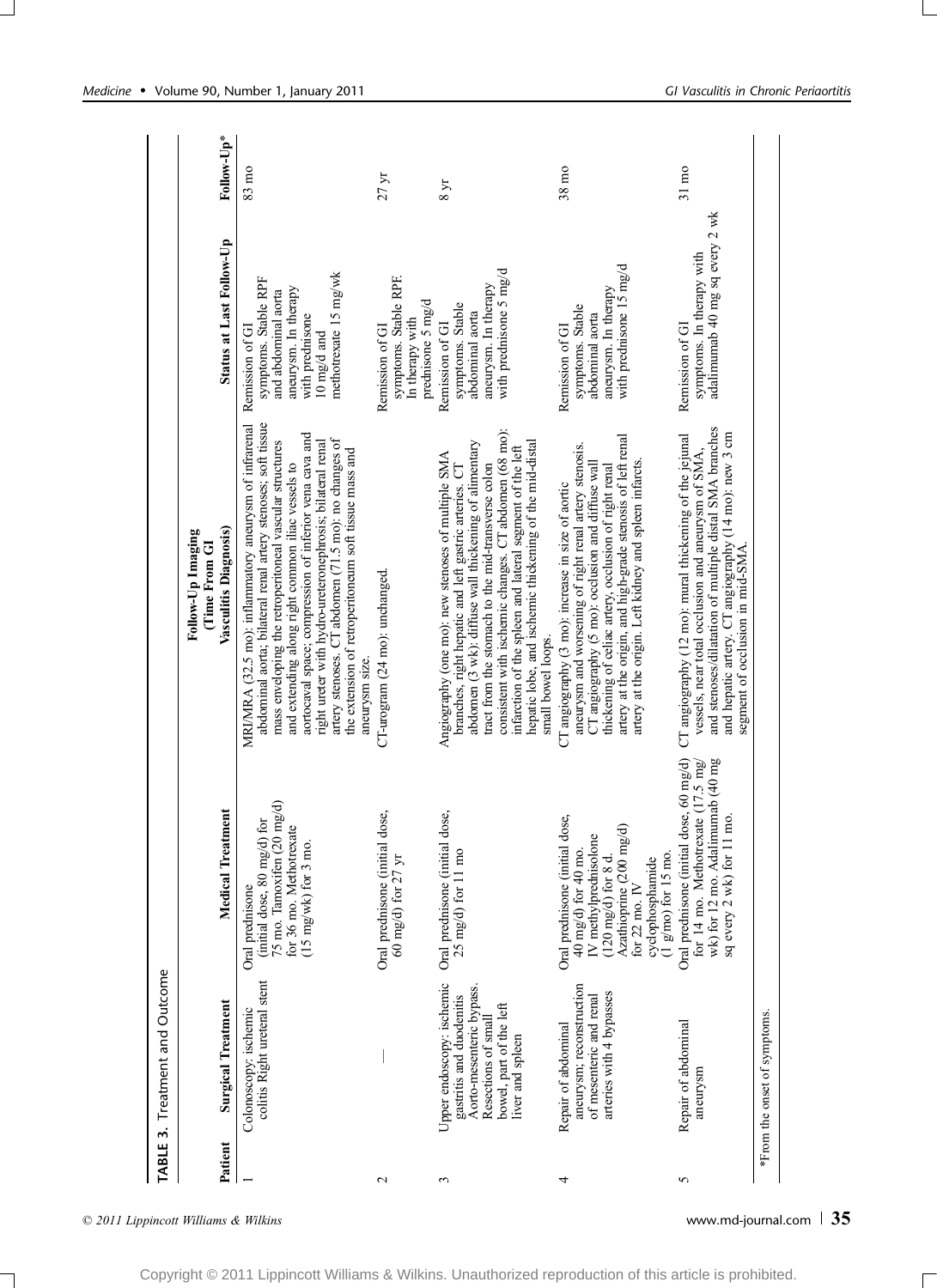**TABLE 3.** Treatment and Outcome

| Patient | Surgical Treatment | Medical Treatment | Follow-Up Imaging (Time From GI Vasculitis Diagnosis) | Status at Last Follow-Up | Follow-Up* |
|---|---|---|---|---|---|
| 1 | Colonoscopy: ischemic colitis Right ureteral stent | Oral prednisone (initial dose, 80 mg/d) for 75 mo. Tamoxifen (20 mg/d) for 36 mo. Methotrexate (15 mg/wk) for 3 mo. | MRI/MRA (32.5 mo): inflammatory aneurysm of infrarenal abdominal aorta; bilateral renal artery stenoses; soft tissue mass enveloping the retroperitoneal vascular structures and extending along right common iliac vessels to aortocaval space; compression of inferior vena cava and right ureter with hydro-ureteronephrosis; bilateral renal artery stenoses. CT abdomen (71.5 mo): no changes of the extension of retroperitoneum soft tissue mass and aneurysm size. | Remission of GI symptoms. Stable RPF and abdominal aorta aneurysm. In therapy with prednisone 10 mg/d and methotrexate 15 mg/wk | 83 mo |
| 2 | — | Oral prednisone (initial dose, 60 mg/d) for 27 yr | CT-urogram (24 mo): unchanged. | Remission of GI symptoms. Stable RPF. In therapy with prednisone 5 mg/d | 27 yr |
| 3 | Upper endoscopy: ischemic gastritis and duodenitis Aorto-mesenteric bypass. Resections of small bowel, part of the left liver and spleen | Oral prednisone (initial dose, 25 mg/d) for 11 mo | Angiography (one mo): new stenoses of multiple SMA branches, right hepatic and left gastric arteries. CT abdomen (3 wk): diffuse wall thickening of alimentary tract from the stomach to the mid-transverse colon consistent with ischemic changes. CT abdomen (68 mo): infarction of the spleen and lateral segment of the left hepatic lobe, and ischemic thickening of the mid-distal small bowel loops. | Remission of GI symptoms. Stable abdominal aorta aneurysm. In therapy with prednisone 5 mg/d | 8 yr |
| 4 | Repair of abdominal aneurysm; reconstruction of mesenteric and renal arteries with 4 bypasses | Oral prednisone (initial dose, 40 mg/d) for 40 mo. IV methylprednisolone (120 mg/d) for 8 d. Azathioprine (200 mg/d) for 22 mo. IV cyclophosphamide (1 g/mo) for 15 mo. | CT angiography (3 mo): increase in size of aortic aneurysm and worsening of right renal artery stenosis. CT angiography (5 mo): occlusion and diffuse wall thickening of celiac artery, occlusion of right renal artery at the origin, and high-grade stenosis of left renal artery at the origin. Left kidney and spleen infarcts. | Remission of GI symptoms. Stable abdominal aorta aneurysm. In therapy with prednisone 15 mg/d | 38 mo |
| 5 | Repair of abdominal aneurysm | Oral prednisone (initial dose, 60 mg/d) for 14 mo. Methotrexate (17.5 mg/wk) for 12 mo. Adalimumab (40 mg sq every 2 wk) for 11 mo. | CT angiography (12 mo): mural thickening of the jejunal vessels, near total occlusion and aneurysm of SMA, and stenoses/dilatation of multiple distal SMA branches and hepatic artery. CT angiography (14 mo): new 3 cm segment of occlusion in mid-SMA. | Remission of GI symptoms. In therapy with adalimumab 40 mg sq every 2 wk | 31 mo |

*From the onset of symptoms.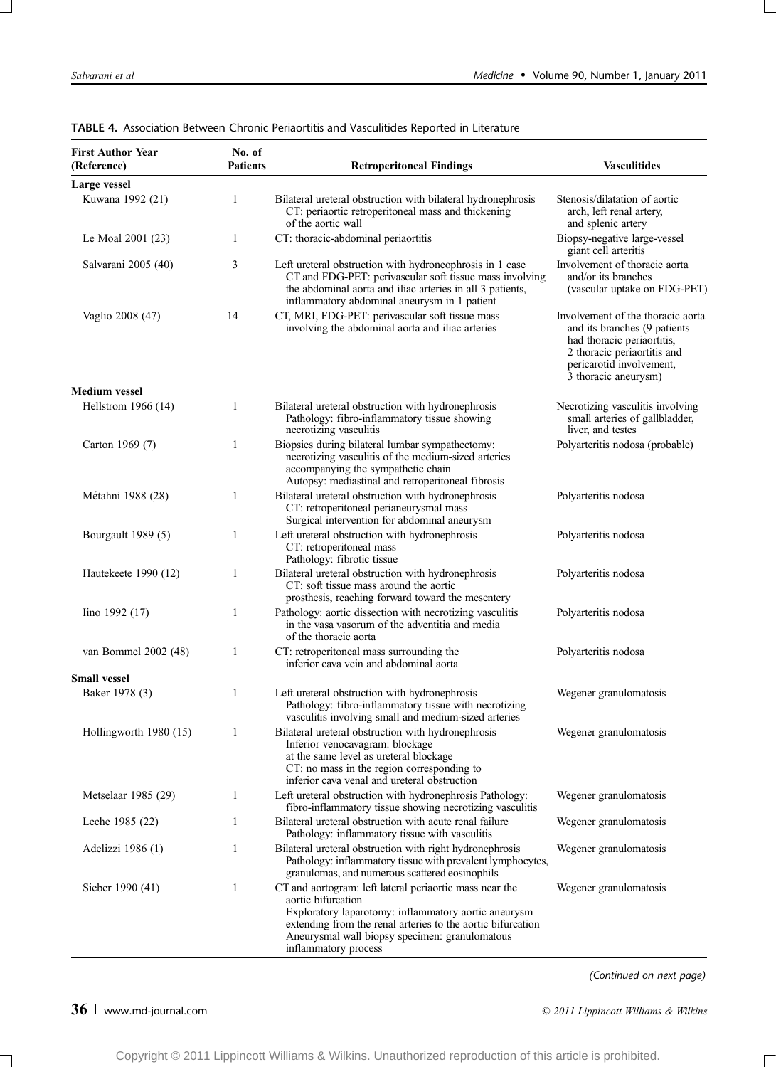**TABLE 4.** Association Between Chronic Periaortitis and Vasculitides Reported in Literature

| First Author Year (Reference) | No. of Patients | Retroperitoneal Findings | Vasculitides |
|---|---|---|---|
| **Large vessel** | | | |
| Kuwana 1992 (21) | 1 | Bilateral ureteral obstruction with bilateral hydronephrosis CT: periaortic retroperitoneal mass and thickening of the aortic wall | Stenosis/dilatation of aortic arch, left renal artery, and splenic artery |
| Le Moal 2001 (23) | 1 | CT: thoracic-abdominal periaortitis | Biopsy-negative large-vessel giant cell arteritis |
| Salvarani 2005 (40) | 3 | Left ureteral obstruction with hydroneophrosis in 1 case CT and FDG-PET: perivascular soft tissue mass involving the abdominal aorta and iliac arteries in all 3 patients, inflammatory abdominal aneurysm in 1 patient | Involvement of thoracic aorta and/or its branches (vascular uptake on FDG-PET) |
| Vaglio 2008 (47) | 14 | CT, MRI, FDG-PET: perivascular soft tissue mass involving the abdominal aorta and iliac arteries | Involvement of the thoracic aorta and its branches (9 patients had thoracic periaortitis, 2 thoracic periaortitis and pericarotid involvement, 3 thoracic aneurysm) |
| **Medium vessel** | | | |
| Hellstrom 1966 (14) | 1 | Bilateral ureteral obstruction with hydronephrosis Pathology: fibro-inflammatory tissue showing necrotizing vasculitis | Necrotizing vasculitis involving small arteries of gallbladder, liver, and testes |
| Carton 1969 (7) | 1 | Biopsies during bilateral lumbar sympathectomy: necrotizing vasculitis of the medium-sized arteries accompanying the sympathetic chain Autopsy: mediastinal and retroperitoneal fibrosis | Polyarteritis nodosa (probable) |
| Métahni 1988 (28) | 1 | Bilateral ureteral obstruction with hydronephrosis CT: retroperitoneal perianeurysmal mass Surgical intervention for abdominal aneurysm | Polyarteritis nodosa |
| Bourgault 1989 (5) | 1 | Left ureteral obstruction with hydronephrosis CT: retroperitoneal mass Pathology: fibrotic tissue | Polyarteritis nodosa |
| Hautekeete 1990 (12) | 1 | Bilateral ureteral obstruction with hydronephrosis CT: soft tissue mass around the aortic prosthesis, reaching forward toward the mesentery | Polyarteritis nodosa |
| Iino 1992 (17) | 1 | Pathology: aortic dissection with necrotizing vasculitis in the vasa vasorum of the adventitia and media of the thoracic aorta | Polyarteritis nodosa |
| van Bommel 2002 (48) | 1 | CT: retroperitoneal mass surrounding the inferior cava vein and abdominal aorta | Polyarteritis nodosa |
| **Small vessel** | | | |
| Baker 1978 (3) | 1 | Left ureteral obstruction with hydronephrosis Pathology: fibro-inflammatory tissue with necrotizing vasculitis involving small and medium-sized arteries | Wegener granulomatosis |
| Hollingworth 1980 (15) | 1 | Bilateral ureteral obstruction with hydronephrosis Inferior venocavagram: blockage at the same level as ureteral blockage CT: no mass in the region corresponding to inferior cava venal and ureteral obstruction | Wegener granulomatosis |
| Metselaar 1985 (29) | 1 | Left ureteral obstruction with hydronephrosis Pathology: fibro-inflammatory tissue showing necrotizing vasculitis | Wegener granulomatosis |
| Leche 1985 (22) | 1 | Bilateral ureteral obstruction with acute renal failure Pathology: inflammatory tissue with vasculitis | Wegener granulomatosis |
| Adelizzi 1986 (1) | 1 | Bilateral ureteral obstruction with right hydronephrosis Pathology: inflammatory tissue with prevalent lymphocytes, granulomas, and numerous scattered eosinophils | Wegener granulomatosis |
| Sieber 1990 (41) | 1 | CT and aortogram: left lateral periaortic mass near the aortic bifurcation Exploratory laparotomy: inflammatory aortic aneurysm extending from the renal arteries to the aortic bifurcation Aneurysmal wall biopsy specimen: granulomatous inflammatory process | Wegener granulomatosis |

*(Continued on next page)*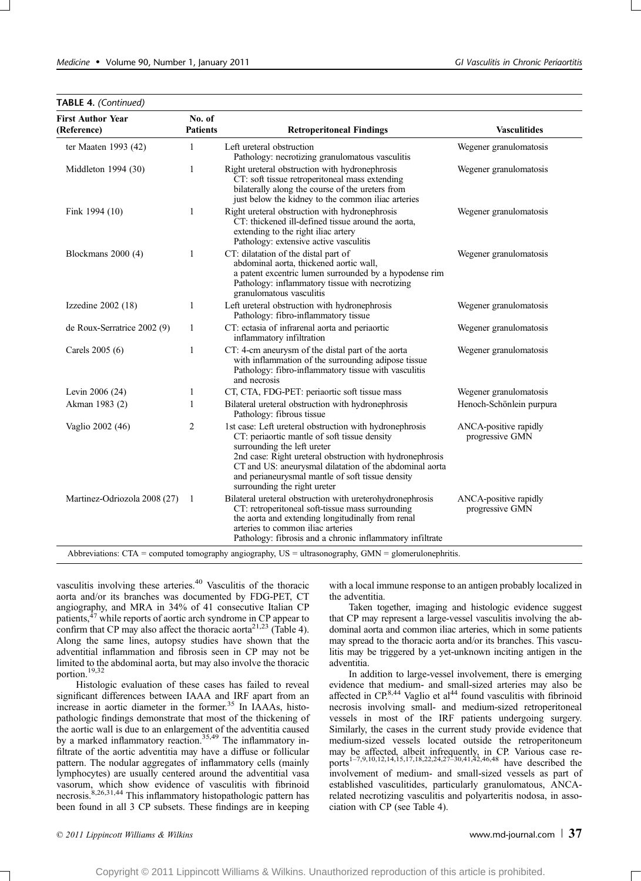**TABLE 4.** *(Continued)*

| First Author Year (Reference) | No. of Patients | Retroperitoneal Findings | Vasculitides |
|---|---|---|---|
| ter Maaten 1993 (42) | 1 | Left ureteral obstruction<br>Pathology: necrotizing granulomatous vasculitis | Wegener granulomatosis |
| Middleton 1994 (30) | 1 | Right ureteral obstruction with hydronephrosis<br>CT: soft tissue retroperitoneal mass extending bilaterally along the course of the ureters from just below the kidney to the common iliac arteries | Wegener granulomatosis |
| Fink 1994 (10) | 1 | Right ureteral obstruction with hydronephrosis<br>CT: thickened ill-defined tissue around the aorta, extending to the right iliac artery<br>Pathology: extensive active vasculitis | Wegener granulomatosis |
| Blockmans 2000 (4) | 1 | CT: dilatation of the distal part of abdominal aorta, thickened aortic wall, a patent excentric lumen surrounded by a hypodense rim<br>Pathology: inflammatory tissue with necrotizing granulomatous vasculitis | Wegener granulomatosis |
| Izzedine 2002 (18) | 1 | Left ureteral obstruction with hydronephrosis<br>Pathology: fibro-inflammatory tissue | Wegener granulomatosis |
| de Roux-Serratrice 2002 (9) | 1 | CT: ectasia of infrarenal aorta and periaortic inflammatory infiltration | Wegener granulomatosis |
| Carels 2005 (6) | 1 | CT: 4-cm aneurysm of the distal part of the aorta with inflammation of the surrounding adipose tissue<br>Pathology: fibro-inflammatory tissue with vasculitis and necrosis | Wegener granulomatosis |
| Levin 2006 (24) | 1 | CT, CTA, FDG-PET: periaortic soft tissue mass | Wegener granulomatosis |
| Akman 1983 (2) | 1 | Bilateral ureteral obstruction with hydronephrosis<br>Pathology: fibrous tissue | Henoch-Schönlein purpura |
| Vaglio 2002 (46) | 2 | 1st case: Left ureteral obstruction with hydronephrosis<br>CT: periaortic mantle of soft tissue density surrounding the left ureter<br>2nd case: Right ureteral obstruction with hydronephrosis<br>CT and US: aneurysmal dilatation of the abdominal aorta and perianeurysmal mantle of soft tissue density surrounding the right ureter | ANCA-positive rapidly progressive GMN |
| Martinez-Odriozola 2008 (27) | 1 | Bilateral ureteral obstruction with ureterohydronephrosis<br>CT: retroperitoneal soft-tissue mass surrounding the aorta and extending longitudinally from renal arteries to common iliac arteries<br>Pathology: fibrosis and a chronic inflammatory infiltrate | ANCA-positive rapidly progressive GMN |

Abbreviations: CTA = computed tomography angiography, US = ultrasonography, GMN = glomerulonephritis.

vasculitis involving these arteries.[40] Vasculitis of the thoracic aorta and/or its branches was documented by FDG-PET, CT angiography, and MRA in 34% of 41 consecutive Italian CP patients,[47] while reports of aortic arch syndrome in CP appear to confirm that CP may also affect the thoracic aorta[21,23] (Table 4). Along the same lines, autopsy studies have shown that the adventitial inflammation and fibrosis seen in CP may not be limited to the abdominal aorta, but may also involve the thoracic portion.[19,32]

Histologic evaluation of these cases has failed to reveal significant differences between IAAA and IRF apart from an increase in aortic diameter in the former.[35] In IAAAs, histopathologic findings demonstrate that most of the thickening of the aortic wall is due to an enlargement of the adventitia caused by a marked inflammatory reaction.[35,49] The inflammatory infiltrate of the aortic adventitia may have a diffuse or follicular pattern. The nodular aggregates of inflammatory cells (mainly lymphocytes) are usually centered around the adventitial vasa vasorum, which show evidence of vasculitis with fibrinoid necrosis.[8,26,31,44] This inflammatory histopathologic pattern has been found in all 3 CP subsets. These findings are in keeping with a local immune response to an antigen probably localized in the adventitia.

Taken together, imaging and histologic evidence suggest that CP may represent a large-vessel vasculitis involving the abdominal aorta and common iliac arteries, which in some patients may spread to the thoracic aorta and/or its branches. This vasculitis may be triggered by a yet-unknown inciting antigen in the adventitia.

In addition to large-vessel involvement, there is emerging evidence that medium- and small-sized arteries may also be affected in CP.[8,44] Vaglio et al[44] found vasculitis with fibrinoid necrosis involving small- and medium-sized retroperitoneal vessels in most of the IRF patients undergoing surgery. Similarly, the cases in the current study provide evidence that medium-sized vessels located outside the retroperitoneum may be affected, albeit infrequently, in CP. Various case reports[1–7,9,10,12,14,15,17,18,22,24,27–30,41,42,46,48] have described the involvement of medium- and small-sized vessels as part of established vasculitides, particularly granulomatous, ANCA-related necrotizing vasculitis and polyarteritis nodosa, in association with CP (see Table 4).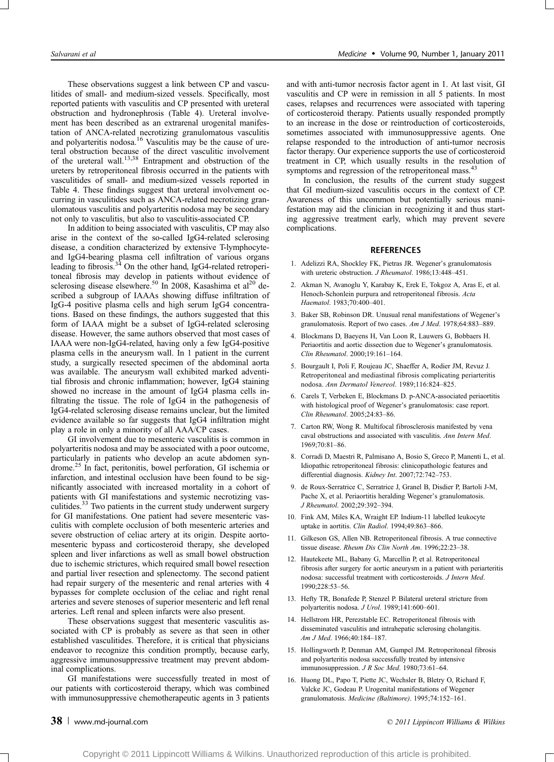These observations suggest a link between CP and vasculitides of small- and medium-sized vessels. Specifically, most reported patients with vasculitis and CP presented with ureteral obstruction and hydronephrosis (Table 4). Ureteral involvement has been described as an extrarenal urogenital manifestation of ANCA-related necrotizing granulomatous vasculitis and polyarteritis nodosa.[16] Vasculitis may be the cause of ureteral obstruction because of the direct vasculitic involvement of the ureteral wall.[13,38] Entrapment and obstruction of the ureters by retroperitoneal fibrosis occurred in the patients with vasculitides of small- and medium-sized vessels reported in Table 4. These findings suggest that ureteral involvement occurring in vasculitides such as ANCA-related necrotizing granulomatous vasculitis and polyarteritis nodosa may be secondary not only to vasculitis, but also to vasculitis-associated CP.

In addition to being associated with vasculitis, CP may also arise in the context of the so-called IgG4-related sclerosing disease, a condition characterized by extensive T-lymphocyte- and IgG4-bearing plasma cell infiltration of various organs leading to fibrosis.[34] On the other hand, IgG4-related retroperitoneal fibrosis may develop in patients without evidence of sclerosing disease elsewhere.[50] In 2008, Kasashima et al[20] described a subgroup of IAAAs showing diffuse infiltration of IgG-4 positive plasma cells and high serum IgG4 concentrations. Based on these findings, the authors suggested that this form of IAAA might be a subset of IgG4-related sclerosing disease. However, the same authors observed that most cases of IAAA were non-IgG4-related, having only a few IgG4-positive plasma cells in the aneurysm wall. In 1 patient in the current study, a surgically resected specimen of the abdominal aorta was available. The aneurysm wall exhibited marked adventitial fibrosis and chronic inflammation; however, IgG4 staining showed no increase in the amount of IgG4 plasma cells infiltrating the tissue. The role of IgG4 in the pathogenesis of IgG4-related sclerosing disease remains unclear, but the limited evidence available so far suggests that IgG4 infiltration might play a role in only a minority of all AAA/CP cases.

GI involvement due to mesenteric vasculitis is common in polyarteritis nodosa and may be associated with a poor outcome, particularly in patients who develop an acute abdomen syndrome.[25] In fact, peritonitis, bowel perforation, GI ischemia or infarction, and intestinal occlusion have been found to be significantly associated with increased mortality in a cohort of patients with GI manifestations and systemic necrotizing vasculitides.[33] Two patients in the current study underwent surgery for GI manifestations. One patient had severe mesenteric vasculitis with complete occlusion of both mesenteric arteries and severe obstruction of celiac artery at its origin. Despite aorto-mesenteric bypass and corticosteroid therapy, she developed spleen and liver infarctions as well as small bowel obstruction due to ischemic strictures, which required small bowel resection and partial liver resection and splenectomy. The second patient had repair surgery of the mesenteric and renal arteries with 4 bypasses for complete occlusion of the celiac and right renal arteries and severe stenoses of superior mesenteric and left renal arteries. Left renal and spleen infarcts were also present.

These observations suggest that mesenteric vasculitis associated with CP is probably as severe as that seen in other established vasculitides. Therefore, it is critical that physicians endeavor to recognize this condition promptly, because early, aggressive immunosuppressive treatment may prevent abdominal complications.

GI manifestations were successfully treated in most of our patients with corticosteroid therapy, which was combined with immunosuppressive chemotherapeutic agents in 3 patients and with anti-tumor necrosis factor agent in 1. At last visit, GI vasculitis and CP were in remission in all 5 patients. In most cases, relapses and recurrences were associated with tapering of corticosteroid therapy. Patients usually responded promptly to an increase in the dose or reintroduction of corticosteroids, sometimes associated with immunosuppressive agents. One relapse responded to the introduction of anti-tumor necrosis factor therapy. Our experience supports the use of corticosteroid treatment in CP, which usually results in the resolution of symptoms and regression of the retroperitoneal mass.[43]

In conclusion, the results of the current study suggest that GI medium-sized vasculitis occurs in the context of CP. Awareness of this uncommon but potentially serious manifestation may aid the clinician in recognizing it and thus starting aggressive treatment early, which may prevent severe complications.

## REFERENCES

1. Adelizzi RA, Shockley FK, Pietras JR. Wegener's granulomatosis with ureteric obstruction. *J Rheumatol*. 1986;13:448–451.
2. Akman N, Avanoglu Y, Karabay K, Erek E, Tokgoz A, Aras E, et al. Henoch-Schonlein purpura and retroperitoneal fibrosis. *Acta Haematol*. 1983;70:400–401.
3. Baker SB, Robinson DR. Unusual renal manifestations of Wegener's granulomatosis. Report of two cases. *Am J Med*. 1978;64:883–889.
4. Blockmans D, Baeyens H, Van Loon R, Lauwers G, Bobbaers H. Periaortitis and aortic dissection due to Wegener's granulomatosis. *Clin Rheumatol*. 2000;19:161–164.
5. Bourgault I, Poli F, Roujeau JC, Shaeffer A, Rodier JM, Revuz J. Retroperitoneal and mediastinal fibrosis complicating periarteritis nodosa. *Ann Dermatol Venereol*. 1989;116:824–825.
6. Carels T, Verbeken E, Blockmans D. p-ANCA-associated periaortitis with histological proof of Wegener's granulomatosis: case report. *Clin Rheumatol*. 2005;24:83–86.
7. Carton RW, Wong R. Multifocal fibrosclerosis manifested by vena caval obstructions and associated with vasculitis. *Ann Intern Med*. 1969;70:81–86.
8. Corradi D, Maestri R, Palmisano A, Bosio S, Greco P, Manenti L, et al. Idiopathic retroperitoneal fibrosis: clinicopathologic features and differential diagnosis. *Kidney Int*. 2007;72:742–753.
9. de Roux-Serratrice C, Serratrice J, Granel B, Disdier P, Bartoli J-M, Pache X, et al. Periaortitis heralding Wegener's granulomatosis. *J Rheumatol*. 2002;29:392–394.
10. Fink AM, Miles KA, Wraight EP. Indium-11 labelled leukocyte uptake in aortitis. *Clin Radiol*. 1994;49:863–866.
11. Gilkeson GS, Allen NB. Retroperitoneal fibrosis. A true connective tissue disease. *Rheum Dis Clin North Am*. 1996;22:23–38.
12. Hautekeete ML, Babany G, Marcellin P, et al. Retroperitoneal fibrosis after surgery for aortic aneurysm in a patient with periarteritis nodosa: successful treatment with corticosteroids. *J Intern Med*. 1990;228:53–56.
13. Hefty TR, Bonafede P, Stenzel P. Bilateral ureteral stricture from polyarteritis nodosa. *J Urol*. 1989;141:600–601.
14. Hellstrom HR, Perezstable EC. Retroperitoneal fibrosis with disseminated vasculitis and intrahepatic sclerosing cholangitis. *Am J Med*. 1966;40:184–187.
15. Hollingworth P, Denman AM, Gumpel JM. Retroperitoneal fibrosis and polyarteritis nodosa successfully treated by intensive immunosuppression. *J R Soc Med*. 1980;73:61–64.
16. Huong DL, Papo T, Piette JC, Wechsler B, Bletry O, Richard F, Valcke JC, Godeau P. Urogenital manifestations of Wegener granulomatosis. *Medicine (Baltimore)*. 1995;74:152–161.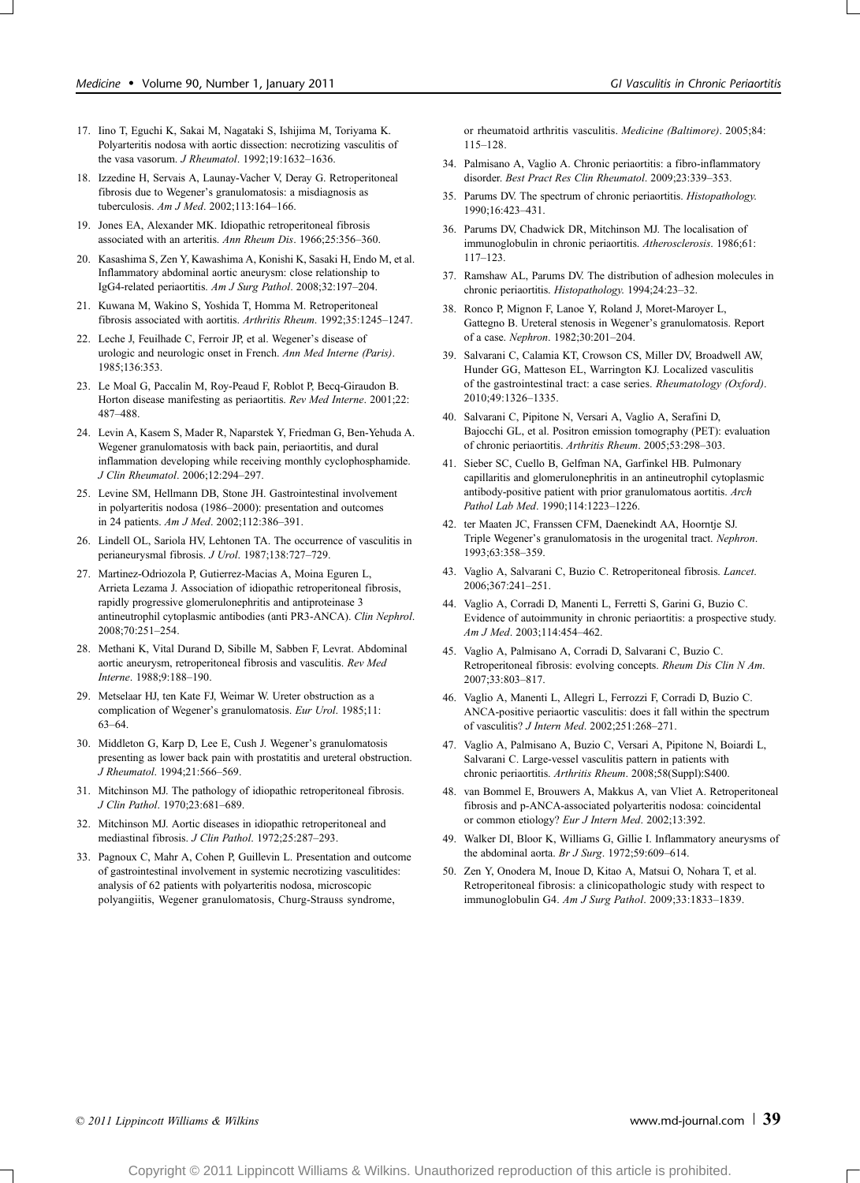17. Iino T, Eguchi K, Sakai M, Nagataki S, Ishijima M, Toriyama K. Polyarteritis nodosa with aortic dissection: necrotizing vasculitis of the vasa vasorum. *J Rheumatol*. 1992;19:1632–1636.
18. Izzedine H, Servais A, Launay-Vacher V, Deray G. Retroperitoneal fibrosis due to Wegener's granulomatosis: a misdiagnosis as tuberculosis. *Am J Med*. 2002;113:164–166.
19. Jones EA, Alexander MK. Idiopathic retroperitoneal fibrosis associated with an arteritis. *Ann Rheum Dis*. 1966;25:356–360.
20. Kasashima S, Zen Y, Kawashima A, Konishi K, Sasaki H, Endo M, et al. Inflammatory abdominal aortic aneurysm: close relationship to IgG4-related periaortitis. *Am J Surg Pathol*. 2008;32:197–204.
21. Kuwana M, Wakino S, Yoshida T, Homma M. Retroperitoneal fibrosis associated with aortitis. *Arthritis Rheum*. 1992;35:1245–1247.
22. Leche J, Feuilhade C, Ferroir JP, et al. Wegener's disease of urologic and neurologic onset in French. *Ann Med Interne (Paris)*. 1985;136:353.
23. Le Moal G, Paccalin M, Roy-Peaud F, Roblot P, Becq-Giraudon B. Horton disease manifesting as periaortitis. *Rev Med Interne*. 2001;22: 487–488.
24. Levin A, Kasem S, Mader R, Naparstek Y, Friedman G, Ben-Yehuda A. Wegener granulomatosis with back pain, periaortitis, and dural inflammation developing while receiving monthly cyclophosphamide. *J Clin Rheumatol*. 2006;12:294–297.
25. Levine SM, Hellmann DB, Stone JH. Gastrointestinal involvement in polyarteritis nodosa (1986–2000): presentation and outcomes in 24 patients. *Am J Med*. 2002;112:386–391.
26. Lindell OL, Sariola HV, Lehtonen TA. The occurrence of vasculitis in perianeurysmal fibrosis. *J Urol*. 1987;138:727–729.
27. Martinez-Odriozola P, Gutierrez-Macias A, Moina Eguren L, Arrieta Lezama J. Association of idiopathic retroperitoneal fibrosis, rapidly progressive glomerulonephritis and antiproteinase 3 antineutrophil cytoplasmic antibodies (anti PR3-ANCA). *Clin Nephrol*. 2008;70:251–254.
28. Methani K, Vital Durand D, Sibille M, Sabben F, Levrat. Abdominal aortic aneurysm, retroperitoneal fibrosis and vasculitis. *Rev Med Interne*. 1988;9:188–190.
29. Metselaar HJ, ten Kate FJ, Weimar W. Ureter obstruction as a complication of Wegener's granulomatosis. *Eur Urol*. 1985;11: 63–64.
30. Middleton G, Karp D, Lee E, Cush J. Wegener's granulomatosis presenting as lower back pain with prostatitis and ureteral obstruction. *J Rheumatol*. 1994;21:566–569.
31. Mitchinson MJ. The pathology of idiopathic retroperitoneal fibrosis. *J Clin Pathol*. 1970;23:681–689.
32. Mitchinson MJ. Aortic diseases in idiopathic retroperitoneal and mediastinal fibrosis. *J Clin Pathol*. 1972;25:287–293.
33. Pagnoux C, Mahr A, Cohen P, Guillevin L. Presentation and outcome of gastrointestinal involvement in systemic necrotizing vasculitides: analysis of 62 patients with polyarteritis nodosa, microscopic polyangiitis, Wegener granulomatosis, Churg-Strauss syndrome, or rheumatoid arthritis vasculitis. *Medicine (Baltimore)*. 2005;84: 115–128.
34. Palmisano A, Vaglio A. Chronic periaortitis: a fibro-inflammatory disorder. *Best Pract Res Clin Rheumatol*. 2009;23:339–353.
35. Parums DV. The spectrum of chronic periaortitis. *Histopathology.* 1990;16:423–431.
36. Parums DV, Chadwick DR, Mitchinson MJ. The localisation of immunoglobulin in chronic periaortitis. *Atherosclerosis*. 1986;61: 117–123.
37. Ramshaw AL, Parums DV. The distribution of adhesion molecules in chronic periaortitis. *Histopathology.* 1994;24:23–32.
38. Ronco P, Mignon F, Lanoe Y, Roland J, Moret-Maroyer L, Gattegno B. Ureteral stenosis in Wegener's granulomatosis. Report of a case. *Nephron*. 1982;30:201–204.
39. Salvarani C, Calamia KT, Crowson CS, Miller DV, Broadwell AW, Hunder GG, Matteson EL, Warrington KJ. Localized vasculitis of the gastrointestinal tract: a case series. *Rheumatology (Oxford)*. 2010;49:1326–1335.
40. Salvarani C, Pipitone N, Versari A, Vaglio A, Serafini D, Bajocchi GL, et al. Positron emission tomography (PET): evaluation of chronic periaortitis. *Arthritis Rheum*. 2005;53:298–303.
41. Sieber SC, Cuello B, Gelfman NA, Garfinkel HB. Pulmonary capillaritis and glomerulonephritis in an antineutrophil cytoplasmic antibody-positive patient with prior granulomatous aortitis. *Arch Pathol Lab Med*. 1990;114:1223–1226.
42. ter Maaten JC, Franssen CFM, Daenekindt AA, Hoorntje SJ. Triple Wegener's granulomatosis in the urogenital tract. *Nephron*. 1993;63:358–359.
43. Vaglio A, Salvarani C, Buzio C. Retroperitoneal fibrosis. *Lancet*. 2006;367:241–251.
44. Vaglio A, Corradi D, Manenti L, Ferretti S, Garini G, Buzio C. Evidence of autoimmunity in chronic periaortitis: a prospective study. *Am J Med*. 2003;114:454–462.
45. Vaglio A, Palmisano A, Corradi D, Salvarani C, Buzio C. Retroperitoneal fibrosis: evolving concepts. *Rheum Dis Clin N Am*. 2007;33:803–817.
46. Vaglio A, Manenti L, Allegri L, Ferrozzi F, Corradi D, Buzio C. ANCA-positive periaortic vasculitis: does it fall within the spectrum of vasculitis? *J Intern Med*. 2002;251:268–271.
47. Vaglio A, Palmisano A, Buzio C, Versari A, Pipitone N, Boiardi L, Salvarani C. Large-vessel vasculitis pattern in patients with chronic periaortitis. *Arthritis Rheum*. 2008;58(Suppl):S400.
48. van Bommel E, Brouwers A, Makkus A, van Vliet A. Retroperitoneal fibrosis and p-ANCA-associated polyarteritis nodosa: coincidental or common etiology? *Eur J Intern Med*. 2002;13:392.
49. Walker DI, Bloor K, Williams G, Gillie I. Inflammatory aneurysms of the abdominal aorta. *Br J Surg*. 1972;59:609–614.
50. Zen Y, Onodera M, Inoue D, Kitao A, Matsui O, Nohara T, et al. Retroperitoneal fibrosis: a clinicopathologic study with respect to immunoglobulin G4. *Am J Surg Pathol*. 2009;33:1833–1839.